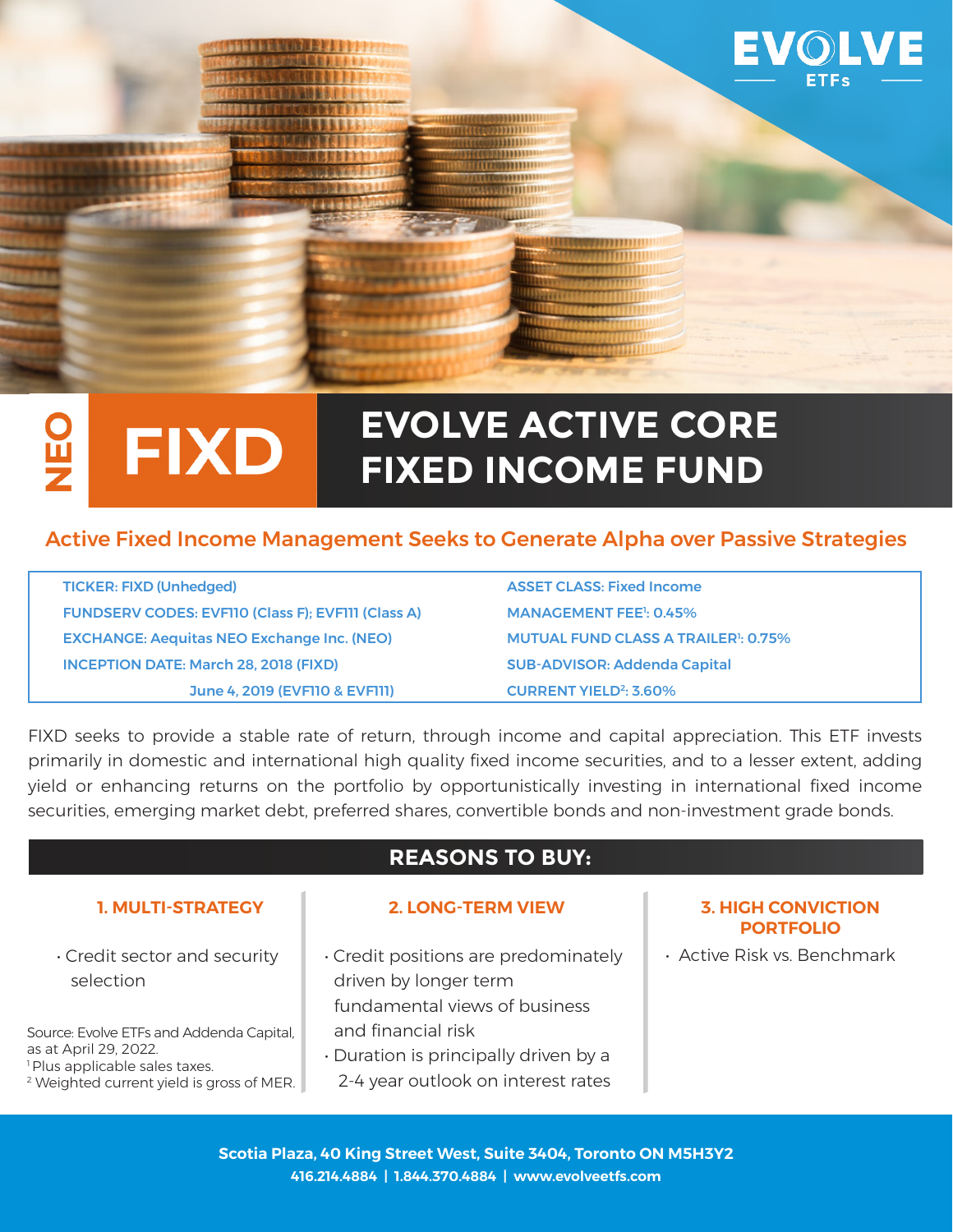EVOLVE ETFs

NEO

# FIXD

# EVOLVE ACTIVE CORE FIXED INCOME FUND

## Active Fixed Income Management Seeks to Generate Alpha over Passive Strategies

| | |
|---|---|
| TICKER: FIXD (Unhedged) | ASSET CLASS: Fixed Income |
| FUNDSERV CODES: EVF110 (Class F); EVF111 (Class A) | MANAGEMENT FEE[1]: 0.45% |
| EXCHANGE: Aequitas NEO Exchange Inc. (NEO) | MUTUAL FUND CLASS A TRAILER[1]: 0.75% |
| INCEPTION DATE: March 28, 2018 (FIXD) | SUB-ADVISOR: Addenda Capital |
| June 4, 2019 (EVF110 & EVF111) | CURRENT YIELD[2]: 3.60% |

FIXD seeks to provide a stable rate of return, through income and capital appreciation. This ETF invests primarily in domestic and international high quality fixed income securities, and to a lesser extent, adding yield or enhancing returns on the portfolio by opportunistically investing in international fixed income securities, emerging market debt, preferred shares, convertible bonds and non-investment grade bonds.

## REASONS TO BUY:

### 1. MULTI-STRATEGY

- Credit sector and security selection

### 2. LONG-TERM VIEW

- Credit positions are predominately driven by longer term fundamental views of business and financial risk
- Duration is principally driven by a 2-4 year outlook on interest rates

### 3. HIGH CONVICTION PORTFOLIO

- Active Risk vs. Benchmark

Source: Evolve ETFs and Addenda Capital, as at April 29, 2022.
[1] Plus applicable sales taxes.
[2] Weighted current yield is gross of MER.

**Scotia Plaza, 40 King Street West, Suite 3404, Toronto ON M5H3Y2**
**416.214.4884 | 1.844.370.4884 | www.evolveetfs.com**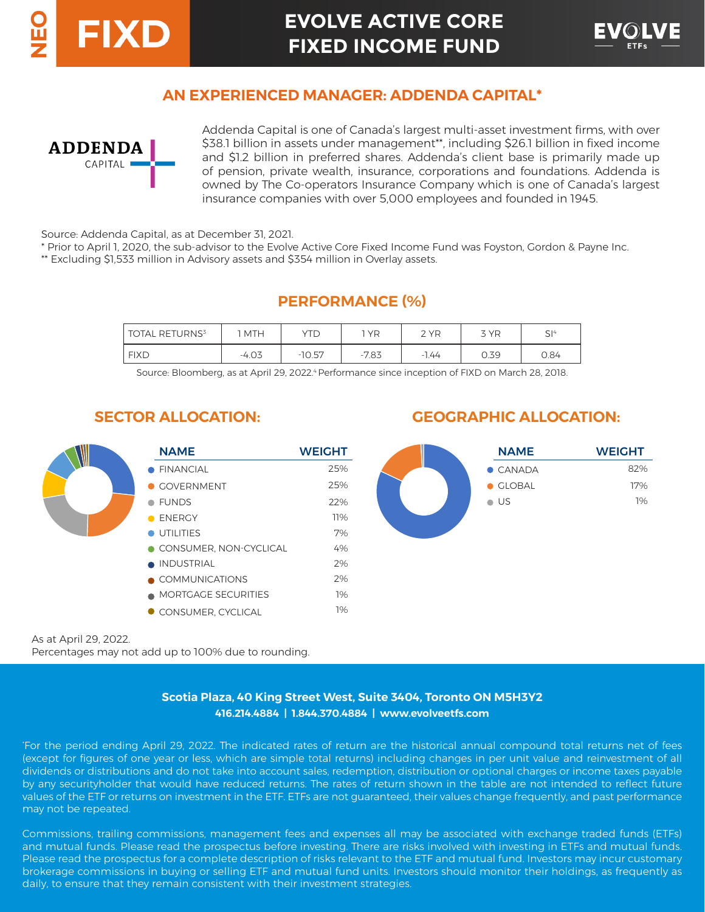# FIXD — EVOLVE ACTIVE CORE FIXED INCOME FUND

NEO

## AN EXPERIENCED MANAGER: ADDENDA CAPITAL*

Addenda Capital is one of Canada's largest multi-asset investment firms, with over $38.1 billion in assets under management**, including $26.1 billion in fixed income and $1.2 billion in preferred shares. Addenda's client base is primarily made up of pension, private wealth, insurance, corporations and foundations. Addenda is owned by The Co-operators Insurance Company which is one of Canada's largest insurance companies with over 5,000 employees and founded in 1945.

Source: Addenda Capital, as at December 31, 2021.

* Prior to April 1, 2020, the sub-advisor to the Evolve Active Core Fixed Income Fund was Foyston, Gordon & Payne Inc.

** Excluding $1,533 million in Advisory assets and $354 million in Overlay assets.

## PERFORMANCE (%)

| TOTAL RETURNS[3] | 1 MTH | YTD | 1 YR | 2 YR | 3 YR | SI[4] |
|---|---|---|---|---|---|---|
| FIXD | -4.03 | -10.57 | -7.83 | -1.44 | 0.39 | 0.84 |

Source: Bloomberg, as at April 29, 2022.[4] Performance since inception of FIXD on March 28, 2018.

## SECTOR ALLOCATION:

| NAME | WEIGHT |
|---|---|
| FINANCIAL | 25% |
| GOVERNMENT | 25% |
| FUNDS | 22% |
| ENERGY | 11% |
| UTILITIES | 7% |
| CONSUMER, NON-CYCLICAL | 4% |
| INDUSTRIAL | 2% |
| COMMUNICATIONS | 2% |
| MORTGAGE SECURITIES | 1% |
| CONSUMER, CYCLICAL | 1% |

## GEOGRAPHIC ALLOCATION:

| NAME | WEIGHT |
|---|---|
| CANADA | 82% |
| GLOBAL | 17% |
| US | 1% |

As at April 29, 2022.
Percentages may not add up to 100% due to rounding.

**Scotia Plaza, 40 King Street West, Suite 3404, Toronto ON M5H3Y2**
**416.214.4884 | 1.844.370.4884 | www.evolveetfs.com**

[3]For the period ending April 29, 2022. The indicated rates of return are the historical annual compound total returns net of fees (except for figures of one year or less, which are simple total returns) including changes in per unit value and reinvestment of all dividends or distributions and do not take into account sales, redemption, distribution or optional charges or income taxes payable by any securityholder that would have reduced returns. The rates of return shown in the table are not intended to reflect future values of the ETF or returns on investment in the ETF. ETFs are not guaranteed, their values change frequently, and past performance may not be repeated.

Commissions, trailing commissions, management fees and expenses all may be associated with exchange traded funds (ETFs) and mutual funds. Please read the prospectus before investing. There are risks involved with investing in ETFs and mutual funds. Please read the prospectus for a complete description of risks relevant to the ETF and mutual fund. Investors may incur customary brokerage commissions in buying or selling ETF and mutual fund units. Investors should monitor their holdings, as frequently as daily, to ensure that they remain consistent with their investment strategies.